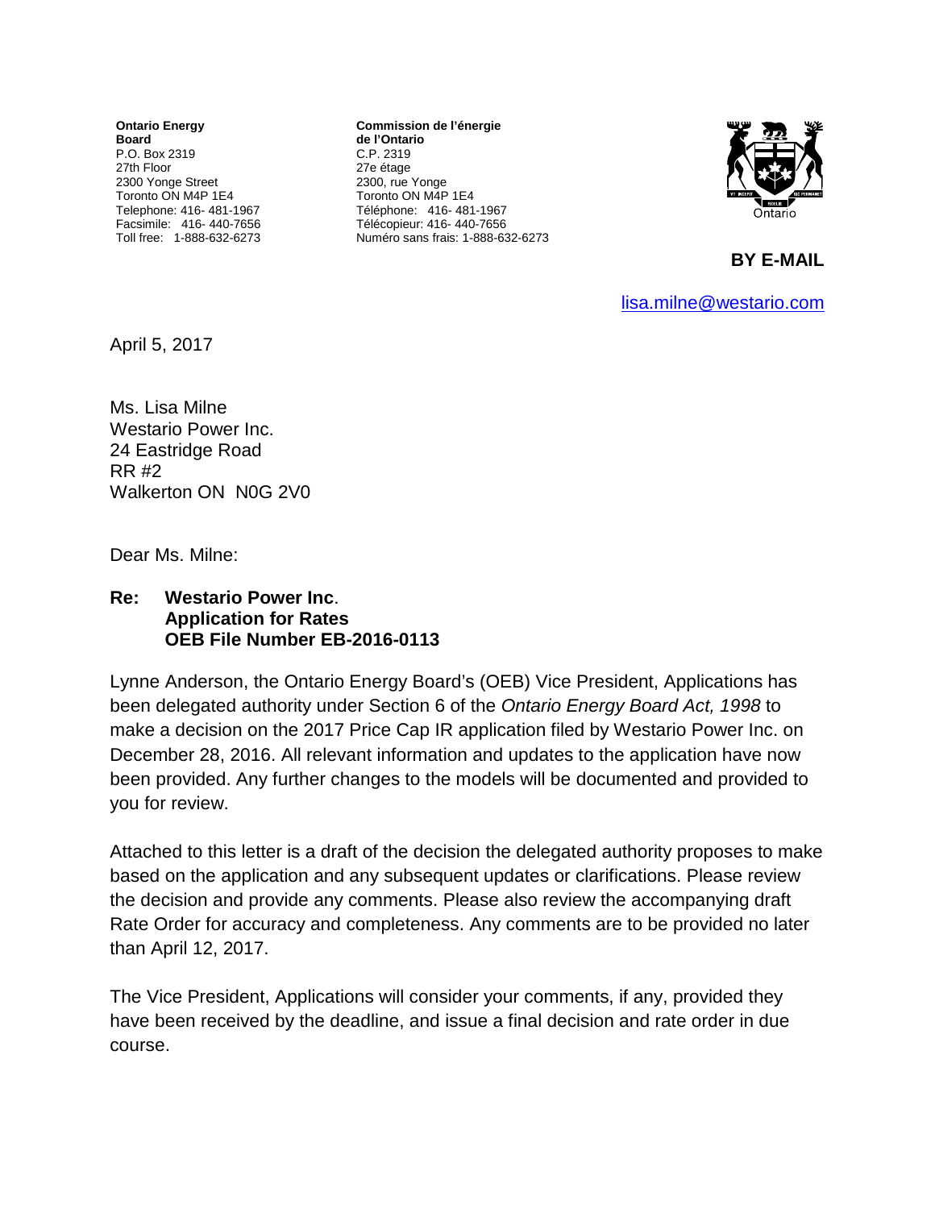**Ontario Energy Board**
P.O. Box 2319
27th Floor
2300 Yonge Street
Toronto ON M4P 1E4
Telephone: 416- 481-1967
Facsimile: 416- 440-7656
Toll free: 1-888-632-6273

**Commission de l'énergie de l'Ontario**
C.P. 2319
27e étage
2300, rue Yonge
Toronto ON M4P 1E4
Téléphone: 416- 481-1967
Télécopieur: 416- 440-7656
Numéro sans frais: 1-888-632-6273

**BY E-MAIL**

lisa.milne@westario.com

April 5, 2017

Ms. Lisa Milne
Westario Power Inc.
24 Eastridge Road
RR #2
Walkerton ON N0G 2V0

Dear Ms. Milne:

**Re: Westario Power Inc.
Application for Rates
OEB File Number EB-2016-0113**

Lynne Anderson, the Ontario Energy Board's (OEB) Vice President, Applications has been delegated authority under Section 6 of the *Ontario Energy Board Act, 1998* to make a decision on the 2017 Price Cap IR application filed by Westario Power Inc. on December 28, 2016. All relevant information and updates to the application have now been provided. Any further changes to the models will be documented and provided to you for review.

Attached to this letter is a draft of the decision the delegated authority proposes to make based on the application and any subsequent updates or clarifications. Please review the decision and provide any comments. Please also review the accompanying draft Rate Order for accuracy and completeness. Any comments are to be provided no later than April 12, 2017.

The Vice President, Applications will consider your comments, if any, provided they have been received by the deadline, and issue a final decision and rate order in due course.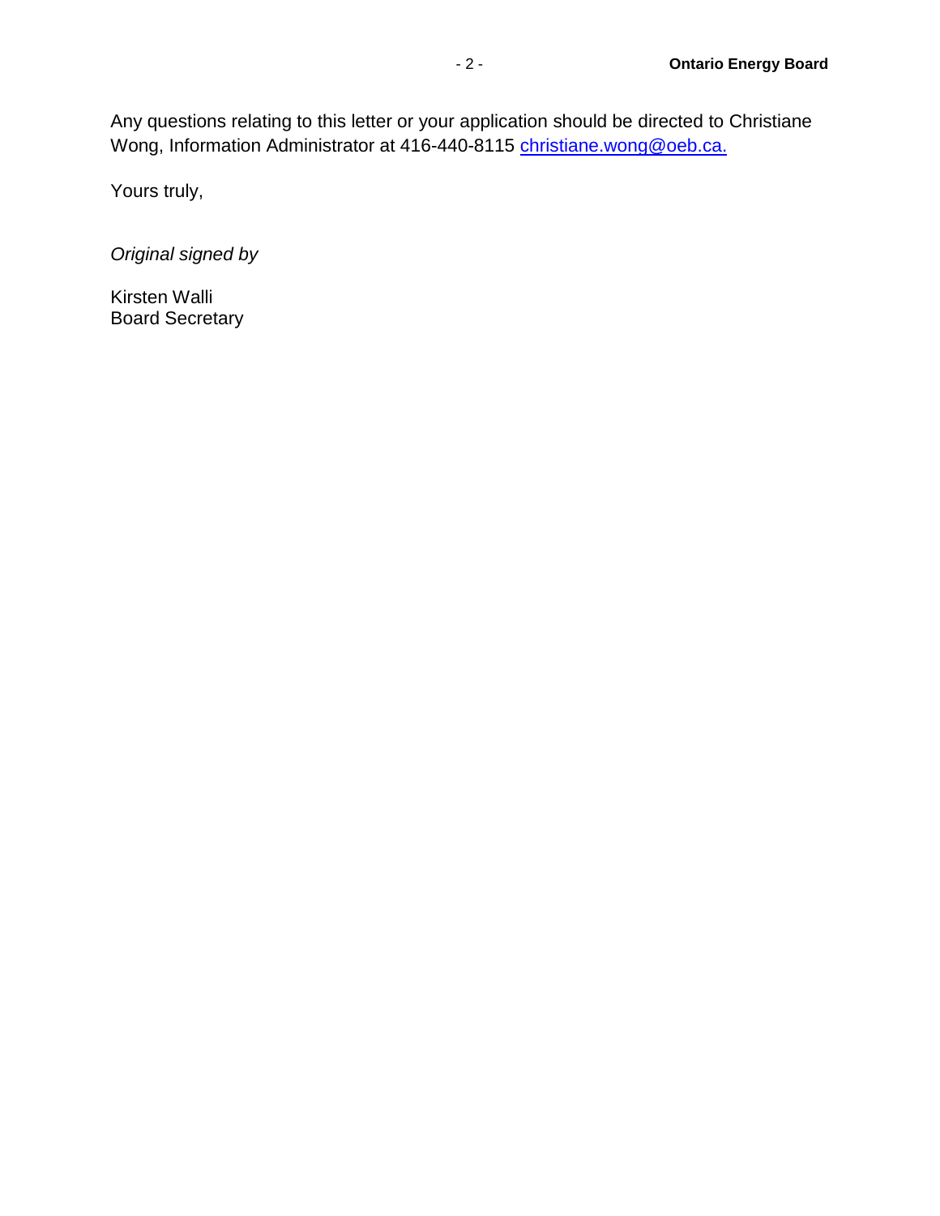Any questions relating to this letter or your application should be directed to Christiane Wong, Information Administrator at 416-440-8115 christiane.wong@oeb.ca.

Yours truly,

*Original signed by*

Kirsten Walli
Board Secretary